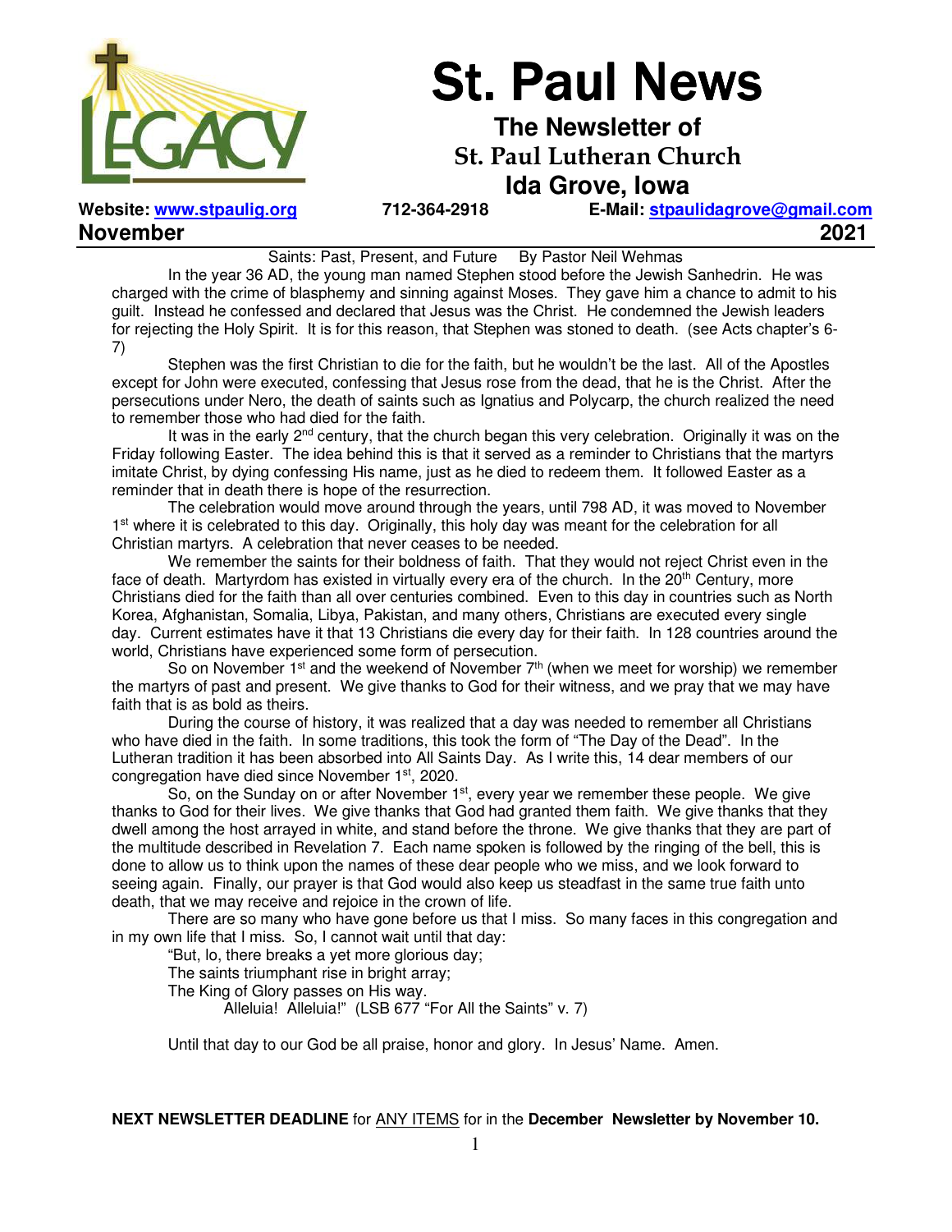# St. Paul News

## The Newsletter of St. Paul Lutheran Church Ida Grove, Iowa

**Website: www.stpaulig.org** **712-364-2918** **E-Mail: stpaulidagrove@gmail.com**

**November 2021**

Saints: Past, Present, and Future By Pastor Neil Wehmas

In the year 36 AD, the young man named Stephen stood before the Jewish Sanhedrin. He was charged with the crime of blasphemy and sinning against Moses. They gave him a chance to admit to his guilt. Instead he confessed and declared that Jesus was the Christ. He condemned the Jewish leaders for rejecting the Holy Spirit. It is for this reason, that Stephen was stoned to death. (see Acts chapter's 6-7)

Stephen was the first Christian to die for the faith, but he wouldn't be the last. All of the Apostles except for John were executed, confessing that Jesus rose from the dead, that he is the Christ. After the persecutions under Nero, the death of saints such as Ignatius and Polycarp, the church realized the need to remember those who had died for the faith.

It was in the early 2nd century, that the church began this very celebration. Originally it was on the Friday following Easter. The idea behind this is that it served as a reminder to Christians that the martyrs imitate Christ, by dying confessing His name, just as he died to redeem them. It followed Easter as a reminder that in death there is hope of the resurrection.

The celebration would move around through the years, until 798 AD, it was moved to November 1st where it is celebrated to this day. Originally, this holy day was meant for the celebration for all Christian martyrs. A celebration that never ceases to be needed.

We remember the saints for their boldness of faith. That they would not reject Christ even in the face of death. Martyrdom has existed in virtually every era of the church. In the 20th Century, more Christians died for the faith than all over centuries combined. Even to this day in countries such as North Korea, Afghanistan, Somalia, Libya, Pakistan, and many others, Christians are executed every single day. Current estimates have it that 13 Christians die every day for their faith. In 128 countries around the world, Christians have experienced some form of persecution.

So on November 1st and the weekend of November 7th (when we meet for worship) we remember the martyrs of past and present. We give thanks to God for their witness, and we pray that we may have faith that is as bold as theirs.

During the course of history, it was realized that a day was needed to remember all Christians who have died in the faith. In some traditions, this took the form of "The Day of the Dead". In the Lutheran tradition it has been absorbed into All Saints Day. As I write this, 14 dear members of our congregation have died since November 1st, 2020.

So, on the Sunday on or after November 1st, every year we remember these people. We give thanks to God for their lives. We give thanks that God had granted them faith. We give thanks that they dwell among the host arrayed in white, and stand before the throne. We give thanks that they are part of the multitude described in Revelation 7. Each name spoken is followed by the ringing of the bell, this is done to allow us to think upon the names of these dear people who we miss, and we look forward to seeing again. Finally, our prayer is that God would also keep us steadfast in the same true faith unto death, that we may receive and rejoice in the crown of life.

There are so many who have gone before us that I miss. So many faces in this congregation and in my own life that I miss. So, I cannot wait until that day:

"But, lo, there breaks a yet more glorious day;
The saints triumphant rise in bright array;
The King of Glory passes on His way.
Alleluia! Alleluia!" (LSB 677 "For All the Saints" v. 7)

Until that day to our God be all praise, honor and glory. In Jesus' Name. Amen.

**NEXT NEWSLETTER DEADLINE** for ANY ITEMS for in the **December Newsletter by November 10.**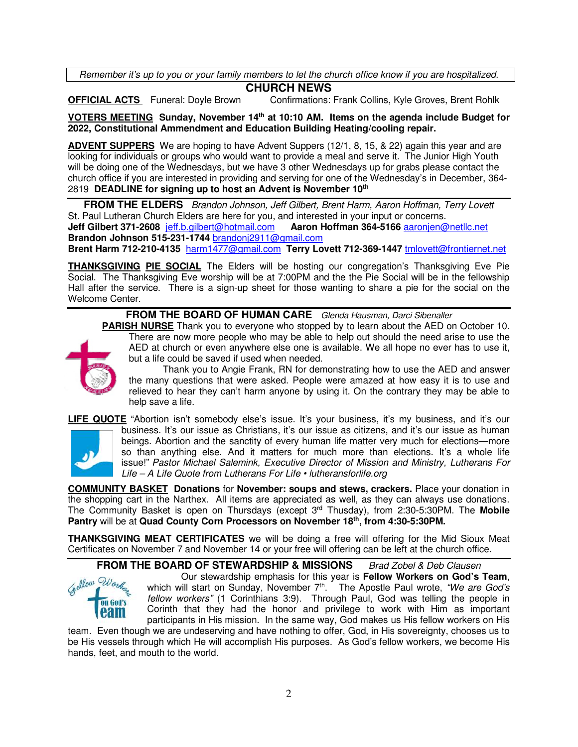*Remember it's up to you or your family members to let the church office know if you are hospitalized.*

## CHURCH NEWS

**OFFICIAL ACTS** Funeral: Doyle Brown Confirmations: Frank Collins, Kyle Groves, Brent Rohlk

**VOTERS MEETING Sunday, November 14th at 10:10 AM. Items on the agenda include Budget for 2022, Constitutional Ammendment and Education Building Heating/cooling repair.**

**ADVENT SUPPERS** We are hoping to have Advent Suppers (12/1, 8, 15, & 22) again this year and are looking for individuals or groups who would want to provide a meal and serve it. The Junior High Youth will be doing one of the Wednesdays, but we have 3 other Wednesdays up for grabs please contact the church office if you are interested in providing and serving for one of the Wednesday's in December, 364-2819 **DEADLINE for signing up to host an Advent is November 10th**

### FROM THE ELDERS *Brandon Johnson, Jeff Gilbert, Brent Harm, Aaron Hoffman, Terry Lovett*

St. Paul Lutheran Church Elders are here for you, and interested in your input or concerns.
**Jeff Gilbert 371-2608** jeff.b.gilbert@hotmail.com **Aaron Hoffman 364-5166** aaronjen@netllc.net
**Brandon Johnson 515-231-1744** brandonj2911@gmail.com
**Brent Harm 712-210-4135** harm1477@gmail.com **Terry Lovett 712-369-1447** tmlovett@frontiernet.net

**THANKSGIVING PIE SOCIAL** The Elders will be hosting our congregation's Thanksgiving Eve Pie Social. The Thanksgiving Eve worship will be at 7:00PM and the the Pie Social will be in the fellowship Hall after the service. There is a sign-up sheet for those wanting to share a pie for the social on the Welcome Center.

### FROM THE BOARD OF HUMAN CARE *Glenda Hausman, Darci Sibenaller*

**PARISH NURSE** Thank you to everyone who stopped by to learn about the AED on October 10. There are now more people who may be able to help out should the need arise to use the AED at church or even anywhere else one is available. We all hope no ever has to use it, but a life could be saved if used when needed.

Thank you to Angie Frank, RN for demonstrating how to use the AED and answer the many questions that were asked. People were amazed at how easy it is to use and relieved to hear they can't harm anyone by using it. On the contrary they may be able to help save a life.

**LIFE QUOTE** "Abortion isn't somebody else's issue. It's your business, it's my business, and it's our business. It's our issue as Christians, it's our issue as citizens, and it's our issue as human beings. Abortion and the sanctity of every human life matter very much for elections—more so than anything else. And it matters for much more than elections. It's a whole life issue!" *Pastor Michael Salemink, Executive Director of Mission and Ministry, Lutherans For Life – A Life Quote from Lutherans For Life • lutheransforlife.org*

**COMMUNITY BASKET Donations** for **November: soups and stews, crackers.** Place your donation in the shopping cart in the Narthex. All items are appreciated as well, as they can always use donations. The Community Basket is open on Thursdays (except 3rd Thusday), from 2:30-5:30PM. The **Mobile Pantry** will be at **Quad County Corn Processors on November 18th, from 4:30-5:30PM.**

**THANKSGIVING MEAT CERTIFICATES** we will be doing a free will offering for the Mid Sioux Meat Certificates on November 7 and November 14 or your free will offering can be left at the church office.

### FROM THE BOARD OF STEWARDSHIP & MISSIONS *Brad Zobel & Deb Clausen*

Our stewardship emphasis for this year is **Fellow Workers on God's Team**, which will start on Sunday, November 7th. The Apostle Paul wrote, *"We are God's fellow workers"* (1 Corinthians 3:9). Through Paul, God was telling the people in Corinth that they had the honor and privilege to work with Him as important participants in His mission. In the same way, God makes us His fellow workers on His team. Even though we are undeserving and have nothing to offer, God, in His sovereignty, chooses us to be His vessels through which He will accomplish His purposes. As God's fellow workers, we become His hands, feet, and mouth to the world.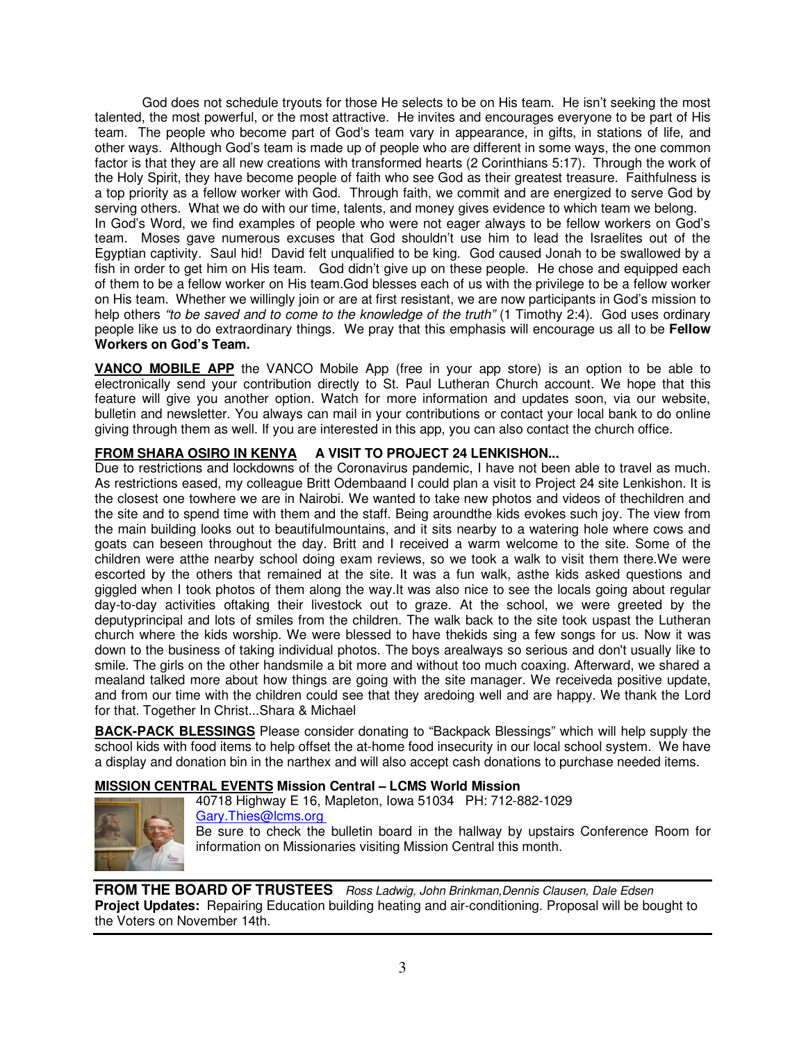God does not schedule tryouts for those He selects to be on His team. He isn't seeking the most talented, the most powerful, or the most attractive. He invites and encourages everyone to be part of His team. The people who become part of God's team vary in appearance, in gifts, in stations of life, and other ways. Although God's team is made up of people who are different in some ways, the one common factor is that they are all new creations with transformed hearts (2 Corinthians 5:17). Through the work of the Holy Spirit, they have become people of faith who see God as their greatest treasure. Faithfulness is a top priority as a fellow worker with God. Through faith, we commit and are energized to serve God by serving others. What we do with our time, talents, and money gives evidence to which team we belong.
In God's Word, we find examples of people who were not eager always to be fellow workers on God's team. Moses gave numerous excuses that God shouldn't use him to lead the Israelites out of the Egyptian captivity. Saul hid! David felt unqualified to be king. God caused Jonah to be swallowed by a fish in order to get him on His team. God didn't give up on these people. He chose and equipped each of them to be a fellow worker on His team.God blesses each of us with the privilege to be a fellow worker on His team. Whether we willingly join or are at first resistant, we are now participants in God's mission to help others *"to be saved and to come to the knowledge of the truth"* (1 Timothy 2:4). God uses ordinary people like us to do extraordinary things. We pray that this emphasis will encourage us all to be **Fellow Workers on God's Team.**

**VANCO MOBILE APP** the VANCO Mobile App (free in your app store) is an option to be able to electronically send your contribution directly to St. Paul Lutheran Church account. We hope that this feature will give you another option. Watch for more information and updates soon, via our website, bulletin and newsletter. You always can mail in your contributions or contact your local bank to do online giving through them as well. If you are interested in this app, you can also contact the church office.

**FROM SHARA OSIRO IN KENYA    A VISIT TO PROJECT 24 LENKISHON...**
Due to restrictions and lockdowns of the Coronavirus pandemic, I have not been able to travel as much. As restrictions eased, my colleague Britt Odembaand I could plan a visit to Project 24 site Lenkishon. It is the closest one towhere we are in Nairobi. We wanted to take new photos and videos of thechildren and the site and to spend time with them and the staff. Being aroundthe kids evokes such joy. The view from the main building looks out to beautifulmountains, and it sits nearby to a watering hole where cows and goats can beseen throughout the day. Britt and I received a warm welcome to the site. Some of the children were atthe nearby school doing exam reviews, so we took a walk to visit them there.We were escorted by the others that remained at the site. It was a fun walk, asthe kids asked questions and giggled when I took photos of them along the way.It was also nice to see the locals going about regular day-to-day activities oftaking their livestock out to graze. At the school, we were greeted by the deputyprincipal and lots of smiles from the children. The walk back to the site took uspast the Lutheran church where the kids worship. We were blessed to have thekids sing a few songs for us. Now it was down to the business of taking individual photos. The boys arealways so serious and don't usually like to smile. The girls on the other handsmile a bit more and without too much coaxing. Afterward, we shared a mealand talked more about how things are going with the site manager. We receiveda positive update, and from our time with the children could see that they aredoing well and are happy. We thank the Lord for that. Together In Christ...Shara & Michael

**BACK-PACK BLESSINGS** Please consider donating to "Backpack Blessings" which will help supply the school kids with food items to help offset the at-home food insecurity in our local school system. We have a display and donation bin in the narthex and will also accept cash donations to purchase needed items.

**MISSION CENTRAL EVENTS Mission Central – LCMS World Mission**
40718 Highway E 16, Mapleton, Iowa 51034 PH: 712-882-1029
Gary.Thies@lcms.org
Be sure to check the bulletin board in the hallway by upstairs Conference Room for information on Missionaries visiting Mission Central this month.

**FROM THE BOARD OF TRUSTEES** *Ross Ladwig, John Brinkman,Dennis Clausen, Dale Edsen*
**Project Updates:** Repairing Education building heating and air-conditioning. Proposal will be bought to the Voters on November 14th.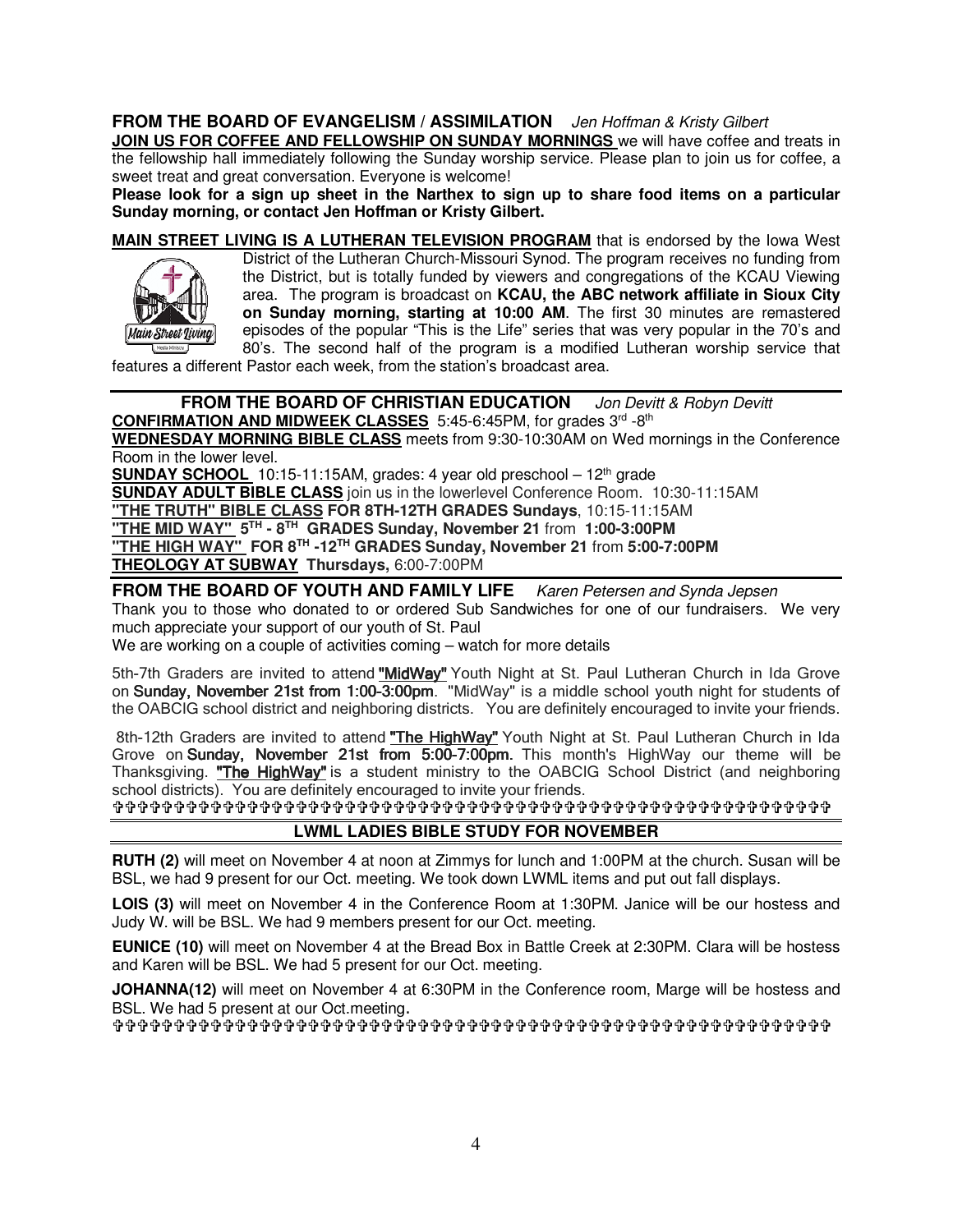## FROM THE BOARD OF EVANGELISM / ASSIMILATION *Jen Hoffman & Kristy Gilbert*

**JOIN US FOR COFFEE AND FELLOWSHIP ON SUNDAY MORNINGS** we will have coffee and treats in the fellowship hall immediately following the Sunday worship service. Please plan to join us for coffee, a sweet treat and great conversation. Everyone is welcome!

**Please look for a sign up sheet in the Narthex to sign up to share food items on a particular Sunday morning, or contact Jen Hoffman or Kristy Gilbert.**

**MAIN STREET LIVING IS A LUTHERAN TELEVISION PROGRAM** that is endorsed by the Iowa West District of the Lutheran Church-Missouri Synod. The program receives no funding from the District, but is totally funded by viewers and congregations of the KCAU Viewing area. The program is broadcast on **KCAU, the ABC network affiliate in Sioux City on Sunday morning, starting at 10:00 AM**. The first 30 minutes are remastered episodes of the popular "This is the Life" series that was very popular in the 70's and 80's. The second half of the program is a modified Lutheran worship service that features a different Pastor each week, from the station's broadcast area.

## FROM THE BOARD OF CHRISTIAN EDUCATION *Jon Devitt & Robyn Devitt*

**CONFIRMATION AND MIDWEEK CLASSES** 5:45-6:45PM, for grades 3rd -8th

**WEDNESDAY MORNING BIBLE CLASS** meets from 9:30-10:30AM on Wed mornings in the Conference Room in the lower level.

**SUNDAY SCHOOL** 10:15-11:15AM, grades: 4 year old preschool – 12th grade

**SUNDAY ADULT BIBLE CLASS** join us in the lowerlevel Conference Room. 10:30-11:15AM

**"THE TRUTH" BIBLE CLASS FOR 8TH-12TH GRADES Sundays**, 10:15-11:15AM

**"THE MID WAY" 5TH - 8TH GRADES Sunday, November 21** from **1:00-3:00PM**

**"THE HIGH WAY" FOR 8TH -12TH GRADES Sunday, November 21** from **5:00-7:00PM**

**THEOLOGY AT SUBWAY Thursdays,** 6:00-7:00PM

## FROM THE BOARD OF YOUTH AND FAMILY LIFE *Karen Petersen and Synda Jepsen*

Thank you to those who donated to or ordered Sub Sandwiches for one of our fundraisers. We very much appreciate your support of our youth of St. Paul

We are working on a couple of activities coming – watch for more details

5th-7th Graders are invited to attend **"MidWay"** Youth Night at St. Paul Lutheran Church in Ida Grove on **Sunday, November 21st from 1:00-3:00pm**. "MidWay" is a middle school youth night for students of the OABCIG school district and neighboring districts. You are definitely encouraged to invite your friends.

8th-12th Graders are invited to attend **"The HighWay"** Youth Night at St. Paul Lutheran Church in Ida Grove on **Sunday, November 21st from 5:00-7:00pm**. This month's HighWay our theme will be Thanksgiving. **"The HighWay"** is a student ministry to the OABCIG School District (and neighboring school districts). You are definitely encouraged to invite your friends.

✞✞✞✞✞✞✞✞✞✞✞✞✞✞✞✞✞✞✞✞✞✞✞✞✞✞✞✞✞✞✞✞✞✞✞✞✞✞✞✞✞✞✞✞✞✞✞✞✞✞✞✞✞✞✞✞✞✞✞✞

## LWML LADIES BIBLE STUDY FOR NOVEMBER

**RUTH (2)** will meet on November 4 at noon at Zimmys for lunch and 1:00PM at the church. Susan will be BSL, we had 9 present for our Oct. meeting. We took down LWML items and put out fall displays.

**LOIS (3)** will meet on November 4 in the Conference Room at 1:30PM. Janice will be our hostess and Judy W. will be BSL. We had 9 members present for our Oct. meeting.

**EUNICE (10)** will meet on November 4 at the Bread Box in Battle Creek at 2:30PM. Clara will be hostess and Karen will be BSL. We had 5 present for our Oct. meeting.

**JOHANNA(12)** will meet on November 4 at 6:30PM in the Conference room, Marge will be hostess and BSL. We had 5 present at our Oct.meeting.

✞✞✞✞✞✞✞✞✞✞✞✞✞✞✞✞✞✞✞✞✞✞✞✞✞✞✞✞✞✞✞✞✞✞✞✞✞✞✞✞✞✞✞✞✞✞✞✞✞✞✞✞✞✞✞✞✞✞✞✞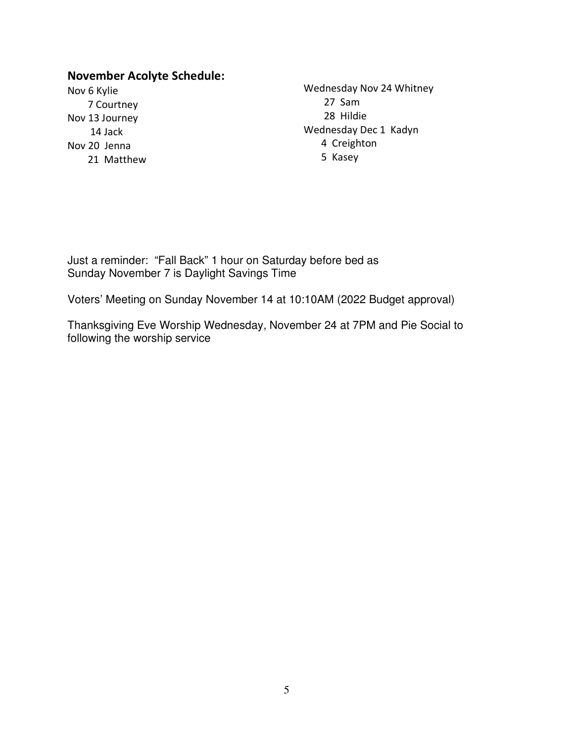## November Acolyte Schedule:

Nov 6 Kylie
7 Courtney
Nov 13 Journey
14 Jack
Nov 20 Jenna
21 Matthew

Wednesday Nov 24 Whitney
27 Sam
28 Hildie
Wednesday Dec 1 Kadyn
4 Creighton
5 Kasey

Just a reminder: "Fall Back" 1 hour on Saturday before bed as Sunday November 7 is Daylight Savings Time

Voters' Meeting on Sunday November 14 at 10:10AM (2022 Budget approval)

Thanksgiving Eve Worship Wednesday, November 24 at 7PM and Pie Social to following the worship service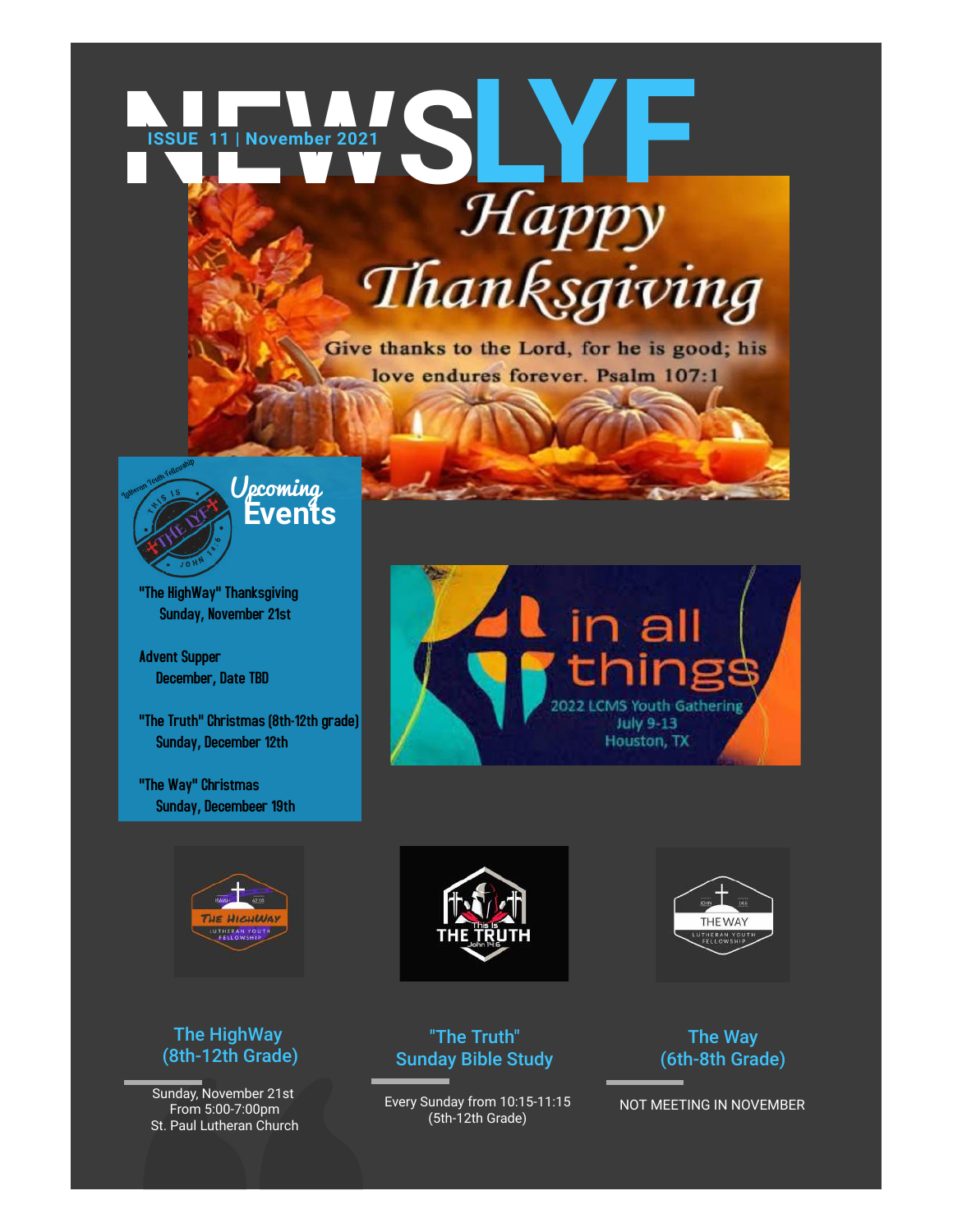# NEWSLYF

ISSUE 11 | November 2021

Happy Thanksgiving

Give thanks to the Lord, for he is good; his love endures forever. Psalm 107:1

## Upcoming Events

"The HighWay" Thanksgiving
Sunday, November 21st

Advent Supper
December, Date TBD

"The Truth" Christmas (8th-12th grade)
Sunday, December 12th

"The Way" Christmas
Sunday, Decembeer 19th

in all things
2022 LCMS Youth Gathering
July 9-13
Houston, TX

### The HighWay (8th-12th Grade)

Sunday, November 21st
From 5:00-7:00pm
St. Paul Lutheran Church

### "The Truth" Sunday Bible Study

Every Sunday from 10:15-11:15
(5th-12th Grade)

### The Way (6th-8th Grade)

NOT MEETING IN NOVEMBER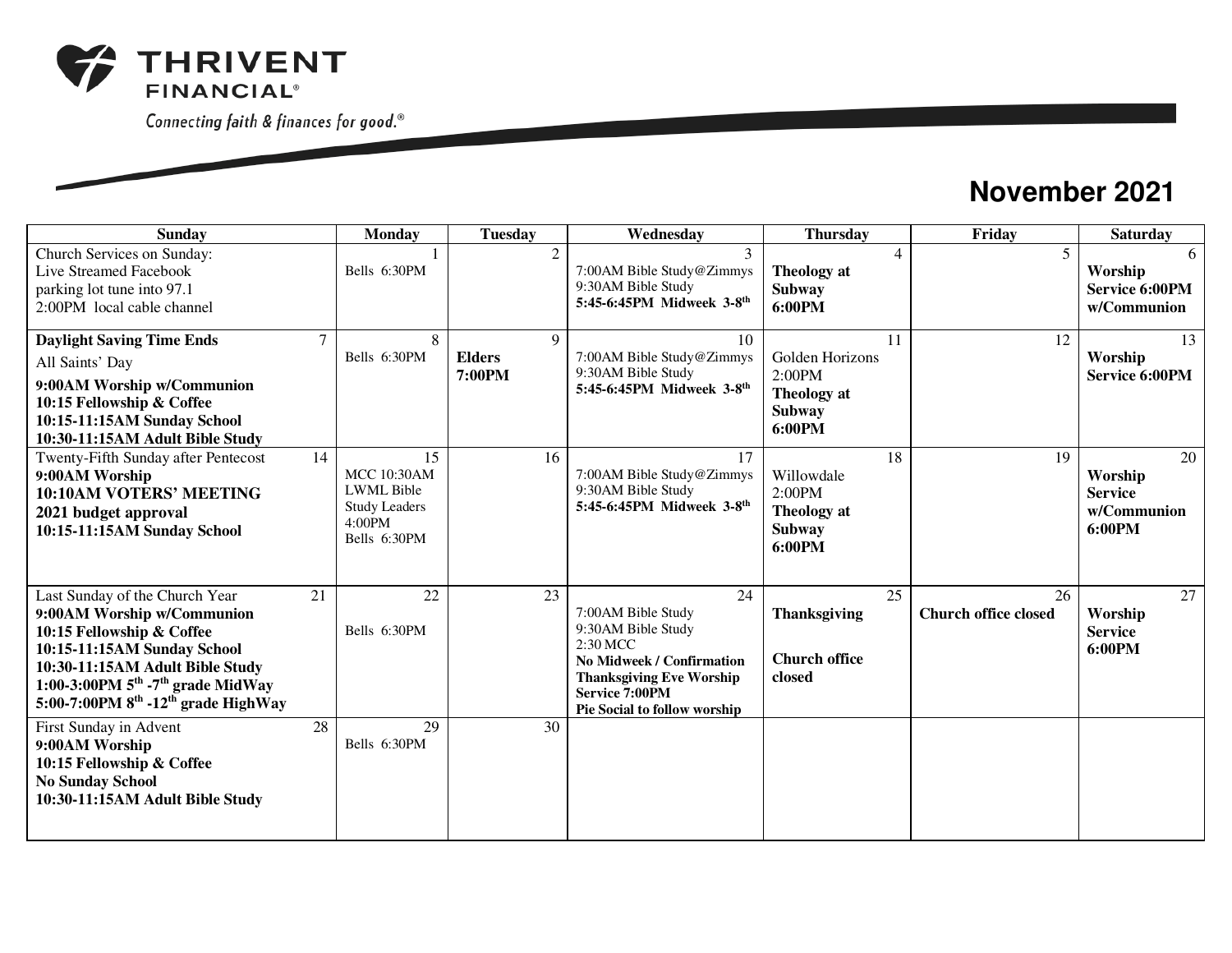THRIVENT FINANCIAL®

Connecting faith & finances for good.®

# November 2021

| Sunday | Monday | Tuesday | Wednesday | Thursday | Friday | Saturday |
|---|---|---|---|---|---|---|
| Church Services on Sunday:<br>Live Streamed Facebook<br>parking lot tune into 97.1<br>2:00PM local cable channel | 1<br>Bells 6:30PM | 2 | 3<br>7:00AM Bible Study@Zimmys<br>9:30AM Bible Study<br>**5:45-6:45PM Midweek 3-8th** | 4<br>**Theology at Subway 6:00PM** | 5 | 6<br>**Worship Service 6:00PM w/Communion** |
| 7<br>**Daylight Saving Time Ends**<br>All Saints' Day<br>**9:00AM Worship w/Communion**<br>**10:15 Fellowship & Coffee**<br>**10:15-11:15AM Sunday School**<br>**10:30-11:15AM Adult Bible Study** | 8<br>Bells 6:30PM | 9<br>**Elders 7:00PM** | 10<br>7:00AM Bible Study@Zimmys<br>9:30AM Bible Study<br>**5:45-6:45PM Midweek 3-8th** | 11<br>Golden Horizons 2:00PM<br>**Theology at Subway 6:00PM** | 12 | 13<br>**Worship Service 6:00PM** |
| 14<br>Twenty-Fifth Sunday after Pentecost<br>**9:00AM Worship**<br>**10:10AM VOTERS' MEETING**<br>**2021 budget approval**<br>**10:15-11:15AM Sunday School** | 15<br>MCC 10:30AM<br>LWML Bible Study Leaders 4:00PM<br>Bells 6:30PM | 16 | 17<br>7:00AM Bible Study@Zimmys<br>9:30AM Bible Study<br>**5:45-6:45PM Midweek 3-8th** | 18<br>Willowdale 2:00PM<br>**Theology at Subway 6:00PM** | 19 | 20<br>**Worship Service w/Communion 6:00PM** |
| 21<br>Last Sunday of the Church Year<br>**9:00AM Worship w/Communion**<br>**10:15 Fellowship & Coffee**<br>**10:15-11:15AM Sunday School**<br>**10:30-11:15AM Adult Bible Study**<br>**1:00-3:00PM 5th -7th grade MidWay**<br>**5:00-7:00PM 8th -12th grade HighWay** | 22<br>Bells 6:30PM | 23 | 24<br>7:00AM Bible Study<br>9:30AM Bible Study<br>2:30 MCC<br>**No Midweek / Confirmation**<br>**Thanksgiving Eve Worship Service 7:00PM**<br>**Pie Social to follow worship** | 25<br>**Thanksgiving**<br>**Church office closed** | 26<br>**Church office closed** | 27<br>**Worship Service 6:00PM** |
| 28<br>First Sunday in Advent<br>**9:00AM Worship**<br>**10:15 Fellowship & Coffee**<br>**No Sunday School**<br>**10:30-11:15AM Adult Bible Study** | 29<br>Bells 6:30PM | 30 | | | | |